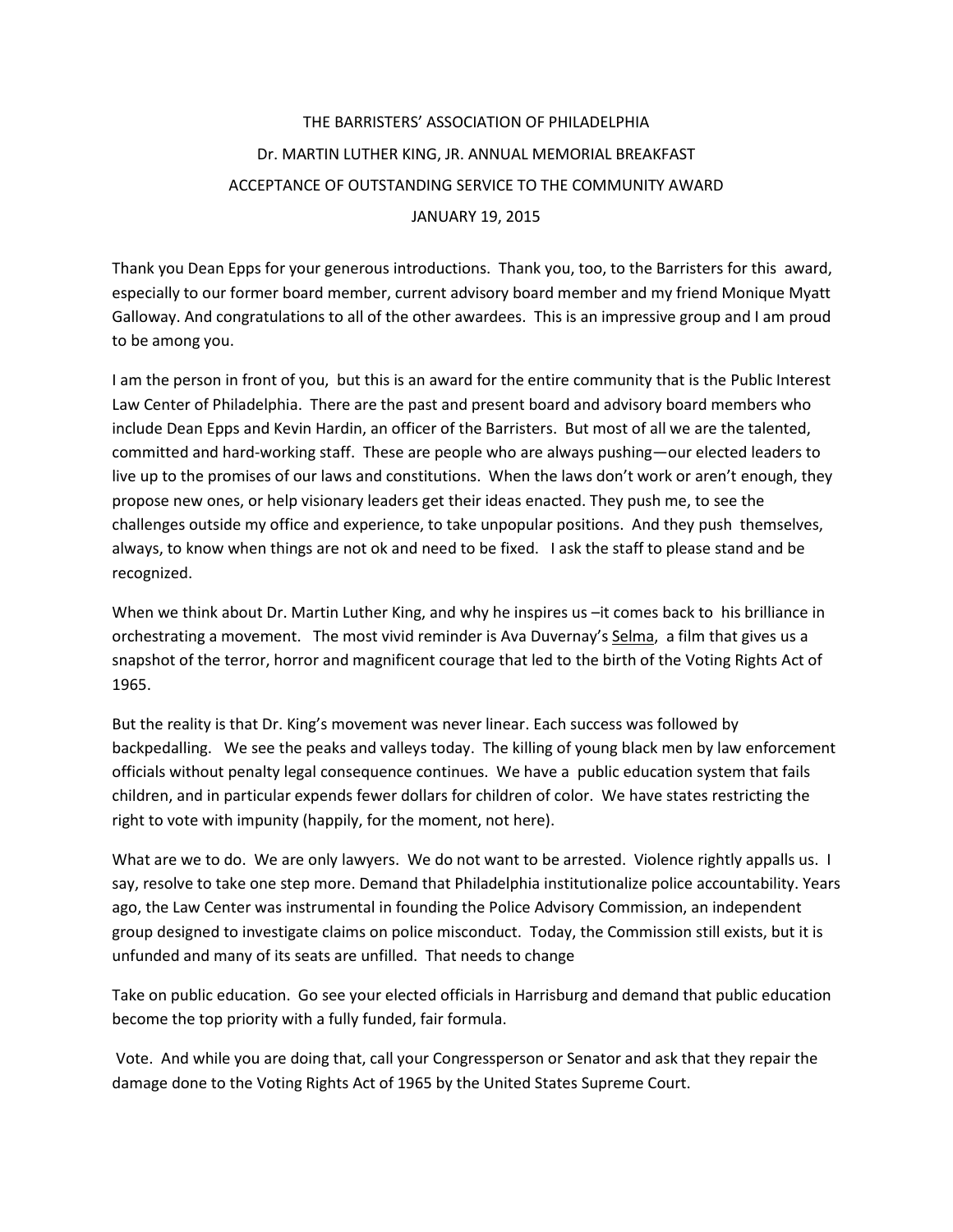THE BARRISTERS' ASSOCIATION OF PHILADELPHIA

Dr. MARTIN LUTHER KING, JR. ANNUAL MEMORIAL BREAKFAST

ACCEPTANCE OF OUTSTANDING SERVICE TO THE COMMUNITY AWARD

JANUARY 19, 2015

Thank you Dean Epps for your generous introductions. Thank you, too, to the Barristers for this award, especially to our former board member, current advisory board member and my friend Monique Myatt Galloway. And congratulations to all of the other awardees. This is an impressive group and I am proud to be among you.

I am the person in front of you, but this is an award for the entire community that is the Public Interest Law Center of Philadelphia. There are the past and present board and advisory board members who include Dean Epps and Kevin Hardin, an officer of the Barristers. But most of all we are the talented, committed and hard-working staff. These are people who are always pushing—our elected leaders to live up to the promises of our laws and constitutions. When the laws don't work or aren't enough, they propose new ones, or help visionary leaders get their ideas enacted. They push me, to see the challenges outside my office and experience, to take unpopular positions. And they push themselves, always, to know when things are not ok and need to be fixed. I ask the staff to please stand and be recognized.

When we think about Dr. Martin Luther King, and why he inspires us –it comes back to his brilliance in orchestrating a movement. The most vivid reminder is Ava Duvernay's Selma, a film that gives us a snapshot of the terror, horror and magnificent courage that led to the birth of the Voting Rights Act of 1965.

But the reality is that Dr. King's movement was never linear. Each success was followed by backpedalling. We see the peaks and valleys today. The killing of young black men by law enforcement officials without penalty legal consequence continues. We have a public education system that fails children, and in particular expends fewer dollars for children of color. We have states restricting the right to vote with impunity (happily, for the moment, not here).

What are we to do. We are only lawyers. We do not want to be arrested. Violence rightly appalls us. I say, resolve to take one step more. Demand that Philadelphia institutionalize police accountability. Years ago, the Law Center was instrumental in founding the Police Advisory Commission, an independent group designed to investigate claims on police misconduct. Today, the Commission still exists, but it is unfunded and many of its seats are unfilled. That needs to change

Take on public education. Go see your elected officials in Harrisburg and demand that public education become the top priority with a fully funded, fair formula.

Vote. And while you are doing that, call your Congressperson or Senator and ask that they repair the damage done to the Voting Rights Act of 1965 by the United States Supreme Court.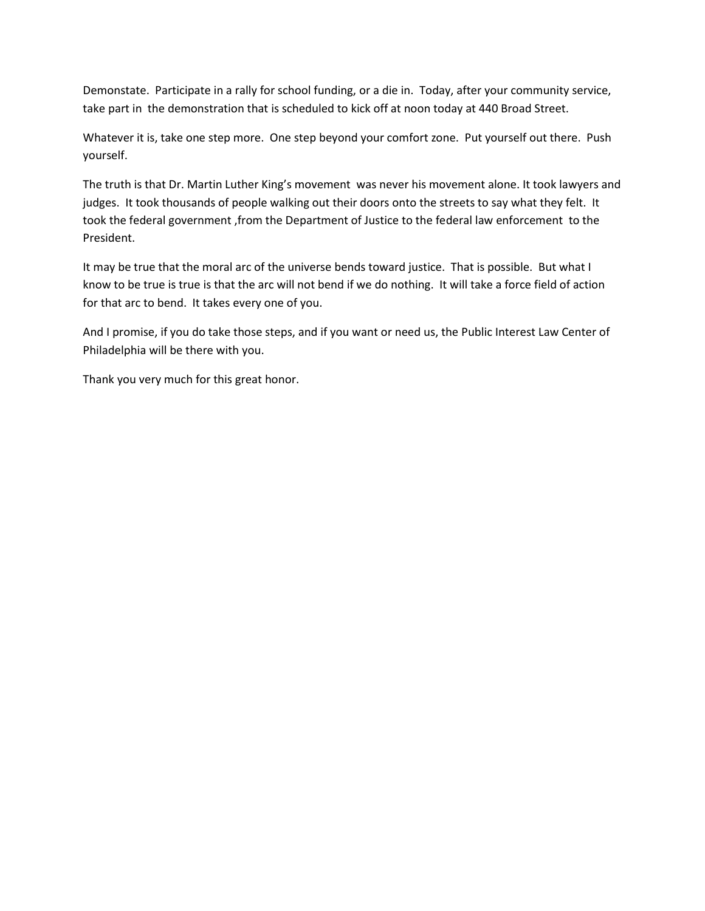Demonstate. Participate in a rally for school funding, or a die in. Today, after your community service, take part in the demonstration that is scheduled to kick off at noon today at 440 Broad Street.

Whatever it is, take one step more. One step beyond your comfort zone. Put yourself out there. Push yourself.

The truth is that Dr. Martin Luther King's movement was never his movement alone. It took lawyers and judges. It took thousands of people walking out their doors onto the streets to say what they felt. It took the federal government ,from the Department of Justice to the federal law enforcement to the President.

It may be true that the moral arc of the universe bends toward justice. That is possible. But what I know to be true is true is that the arc will not bend if we do nothing. It will take a force field of action for that arc to bend. It takes every one of you.

And I promise, if you do take those steps, and if you want or need us, the Public Interest Law Center of Philadelphia will be there with you.

Thank you very much for this great honor.